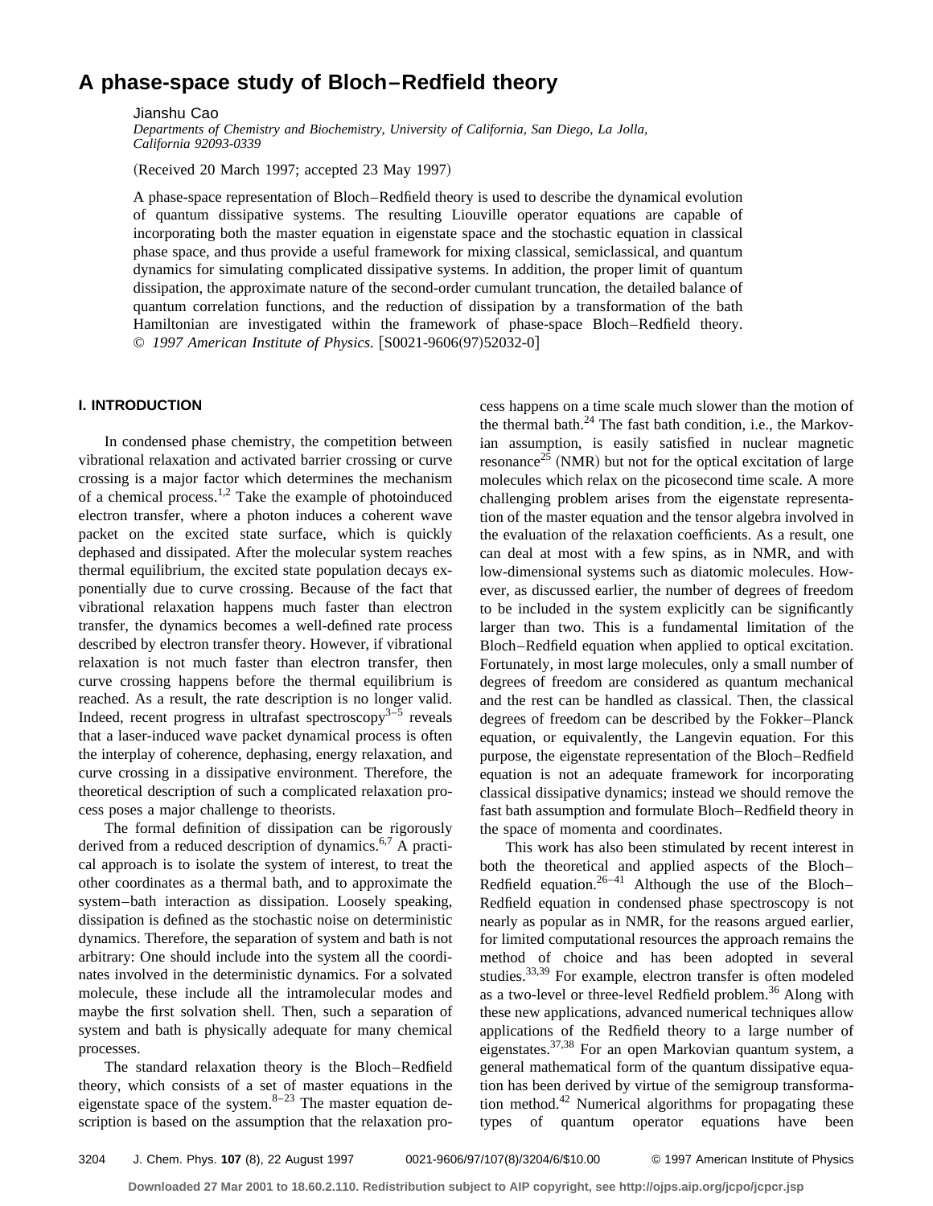# A phase-space study of Bloch–Redfield theory

Jianshu Cao

*Departments of Chemistry and Biochemistry, University of California, San Diego, La Jolla, California 92093-0339*

(Received 20 March 1997; accepted 23 May 1997)

A phase-space representation of Bloch–Redfield theory is used to describe the dynamical evolution of quantum dissipative systems. The resulting Liouville operator equations are capable of incorporating both the master equation in eigenstate space and the stochastic equation in classical phase space, and thus provide a useful framework for mixing classical, semiclassical, and quantum dynamics for simulating complicated dissipative systems. In addition, the proper limit of quantum dissipation, the approximate nature of the second-order cumulant truncation, the detailed balance of quantum correlation functions, and the reduction of dissipation by a transformation of the bath Hamiltonian are investigated within the framework of phase-space Bloch–Redfield theory. © *1997 American Institute of Physics.* [S0021-9606(97)52032-0]

## I. INTRODUCTION

In condensed phase chemistry, the competition between vibrational relaxation and activated barrier crossing or curve crossing is a major factor which determines the mechanism of a chemical process.[1,2] Take the example of photoinduced electron transfer, where a photon induces a coherent wave packet on the excited state surface, which is quickly dephased and dissipated. After the molecular system reaches thermal equilibrium, the excited state population decays exponentially due to curve crossing. Because of the fact that vibrational relaxation happens much faster than electron transfer, the dynamics becomes a well-defined rate process described by electron transfer theory. However, if vibrational relaxation is not much faster than electron transfer, then curve crossing happens before the thermal equilibrium is reached. As a result, the rate description is no longer valid. Indeed, recent progress in ultrafast spectroscopy[3–5] reveals that a laser-induced wave packet dynamical process is often the interplay of coherence, dephasing, energy relaxation, and curve crossing in a dissipative environment. Therefore, the theoretical description of such a complicated relaxation process poses a major challenge to theorists.

The formal definition of dissipation can be rigorously derived from a reduced description of dynamics.[6,7] A practical approach is to isolate the system of interest, to treat the other coordinates as a thermal bath, and to approximate the system–bath interaction as dissipation. Loosely speaking, dissipation is defined as the stochastic noise on deterministic dynamics. Therefore, the separation of system and bath is not arbitrary: One should include into the system all the coordinates involved in the deterministic dynamics. For a solvated molecule, these include all the intramolecular modes and maybe the first solvation shell. Then, such a separation of system and bath is physically adequate for many chemical processes.

The standard relaxation theory is the Bloch–Redfield theory, which consists of a set of master equations in the eigenstate space of the system.[8–23] The master equation description is based on the assumption that the relaxation process happens on a time scale much slower than the motion of the thermal bath.[24] The fast bath condition, i.e., the Markovian assumption, is easily satisfied in nuclear magnetic resonance[25] (NMR) but not for the optical excitation of large molecules which relax on the picosecond time scale. A more challenging problem arises from the eigenstate representation of the master equation and the tensor algebra involved in the evaluation of the relaxation coefficients. As a result, one can deal at most with a few spins, as in NMR, and with low-dimensional systems such as diatomic molecules. However, as discussed earlier, the number of degrees of freedom to be included in the system explicitly can be significantly larger than two. This is a fundamental limitation of the Bloch–Redfield equation when applied to optical excitation. Fortunately, in most large molecules, only a small number of degrees of freedom are considered as quantum mechanical and the rest can be handled as classical. Then, the classical degrees of freedom can be described by the Fokker–Planck equation, or equivalently, the Langevin equation. For this purpose, the eigenstate representation of the Bloch–Redfield equation is not an adequate framework for incorporating classical dissipative dynamics; instead we should remove the fast bath assumption and formulate Bloch–Redfield theory in the space of momenta and coordinates.

This work has also been stimulated by recent interest in both the theoretical and applied aspects of the Bloch–Redfield equation.[26–41] Although the use of the Bloch–Redfield equation in condensed phase spectroscopy is not nearly as popular as in NMR, for the reasons argued earlier, for limited computational resources the approach remains the method of choice and has been adopted in several studies.[33,39] For example, electron transfer is often modeled as a two-level or three-level Redfield problem.[36] Along with these new applications, advanced numerical techniques allow applications of the Redfield theory to a large number of eigenstates.[37,38] For an open Markovian quantum system, a general mathematical form of the quantum dissipative equation has been derived by virtue of the semigroup transformation method.[42] Numerical algorithms for propagating these types of quantum operator equations have been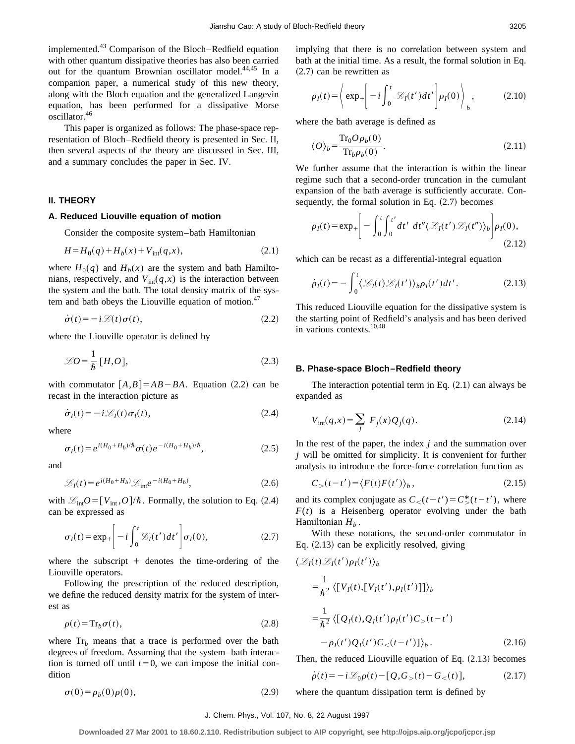implemented.[43] Comparison of the Bloch–Redfield equation with other quantum dissipative theories has also been carried out for the quantum Brownian oscillator model.[44,45] In a companion paper, a numerical study of this new theory, along with the Bloch equation and the generalized Langevin equation, has been performed for a dissipative Morse oscillator.[46]

This paper is organized as follows: The phase-space representation of Bloch–Redfield theory is presented in Sec. II, then several aspects of the theory are discussed in Sec. III, and a summary concludes the paper in Sec. IV.

## II. THEORY

### A. Reduced Liouville equation of motion

Consider the composite system–bath Hamiltonian

$$H = H_0(q) + H_b(x) + V_{\mathrm{int}}(q,x), \tag{2.1}$$

where $H_0(q)$ and $H_b(x)$ are the system and bath Hamiltonians, respectively, and $V_{\mathrm{int}}(q,x)$ is the interaction between the system and the bath. The total density matrix of the system and bath obeys the Liouville equation of motion.[47]

$$\dot{\sigma}(t) = -i\mathscr{L}(t)\sigma(t), \tag{2.2}$$

where the Liouville operator is defined by

$$\mathscr{L}O = \frac{1}{\hbar}[H,O], \tag{2.3}$$

with commutator $[A,B]=AB-BA$. Equation (2.2) can be recast in the interaction picture as

$$\dot{\sigma}_I(t) = -i\mathscr{L}_I(t)\sigma_I(t), \tag{2.4}$$

where

$$\sigma_I(t) = e^{i(H_0+H_b)/\hbar}\sigma(t)e^{-i(H_0+H_b)/\hbar}, \tag{2.5}$$

and

$$\mathscr{L}_I(t) = e^{i(H_0+H_b)}\mathscr{L}_{\mathrm{int}}e^{-i(H_0+H_b)}, \tag{2.6}$$

with $\mathscr{L}_{\mathrm{int}}O=[V_{\mathrm{int}},O]/\hbar$. Formally, the solution to Eq. (2.4) can be expressed as

$$\sigma_I(t) = \exp_+\left[-i\int_0^t \mathscr{L}_I(t')dt'\right]\sigma_I(0), \tag{2.7}$$

where the subscript + denotes the time-ordering of the Liouville operators.

Following the prescription of the reduced description, we define the reduced density matrix for the system of interest as

$$\rho(t) = \mathrm{Tr}_b\sigma(t), \tag{2.8}$$

where $\mathrm{Tr}_b$ means that a trace is performed over the bath degrees of freedom. Assuming that the system–bath interaction is turned off until $t=0$, we can impose the initial condition

$$\sigma(0) = \rho_b(0)\rho(0), \tag{2.9}$$

implying that there is no correlation between system and bath at the initial time. As a result, the formal solution in Eq. (2.7) can be rewritten as

$$\rho_I(t) = \left\langle \exp_+\left[-i\int_0^t \mathscr{L}_I(t')dt'\right]\rho_I(0)\right\rangle_b, \tag{2.10}$$

where the bath average is defined as

$$\langle O\rangle_b = \frac{\mathrm{Tr}_0 O\rho_b(0)}{\mathrm{Tr}_b\rho_b(0)}. \tag{2.11}$$

We further assume that the interaction is within the linear regime such that a second-order truncation in the cumulant expansion of the bath average is sufficiently accurate. Consequently, the formal solution in Eq. (2.7) becomes

$$\rho_I(t) = \exp_+\left[-\int_0^t\int_0^{t'} dt'\, dt''\langle\mathscr{L}_I(t')\mathscr{L}_I(t'')\rangle_b\right]\rho_I(0), \tag{2.12}$$

which can be recast as a differential-integral equation

$$\dot{\rho}_I(t) = -\int_0^t\langle\mathscr{L}_I(t)\mathscr{L}_I(t')\rangle_b\rho_I(t')dt'. \tag{2.13}$$

This reduced Liouville equation for the dissipative system is the starting point of Redfield's analysis and has been derived in various contexts.[10,48]

### B. Phase-space Bloch–Redfield theory

The interaction potential term in Eq. (2.1) can always be expanded as

$$V_{\mathrm{int}}(q,x) = \sum_j F_j(x)Q_j(q). \tag{2.14}$$

In the rest of the paper, the index $j$ and the summation over $j$ will be omitted for simplicity. It is convenient for further analysis to introduce the force-force correlation function as

$$C_>(t-t') = \langle F(t)F(t')\rangle_b, \tag{2.15}$$

and its complex conjugate as $C_<(t-t')=C^*_>(t-t')$, where $F(t)$ is a Heisenberg operator evolving under the bath Hamiltonian $H_b$.

With these notations, the second-order commutator in Eq. (2.13) can be explicitly resolved, giving

$$\begin{aligned}
&\langle\mathscr{L}_I(t)\mathscr{L}_I(t')\rho_I(t')\rangle_b \\
&= \frac{1}{\hbar^2}\langle[V_I(t),[V_I(t'),\rho_I(t')]]\rangle_b \\
&= \frac{1}{\hbar^2}\langle[Q_I(t),Q_I(t')\rho_I(t')C_>(t-t') \\
&\quad -\rho_I(t')Q_I(t')C_<(t-t')]\rangle_b.
\end{aligned} \tag{2.16}$$

Then, the reduced Liouville equation of Eq. (2.13) becomes

$$\dot{\rho}(t) = -i\mathscr{L}_0\rho(t) - [Q, G_>(t) - G_<(t)], \tag{2.17}$$

where the quantum dissipation term is defined by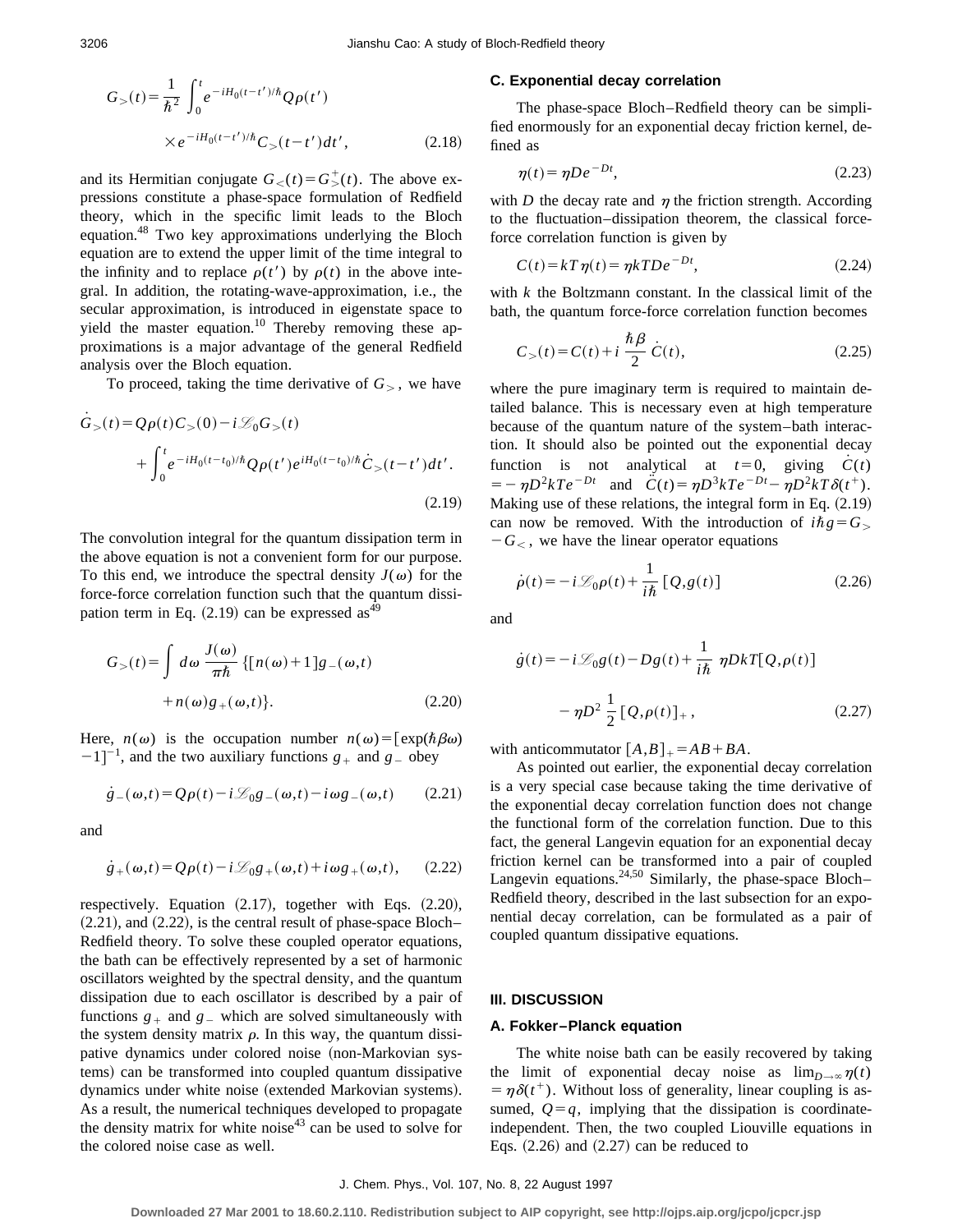$$G_{>}(t)=\frac{1}{\hbar^2}\int_0^t e^{-iH_0(t-t')/\hbar}Q\rho(t')\times e^{-iH_0(t-t')/\hbar}C_{>}(t-t')dt', \tag{2.18}$$

and its Hermitian conjugate $G_{<}(t)=G_{>}^{+}(t)$. The above expressions constitute a phase-space formulation of Redfield theory, which in the specific limit leads to the Bloch equation.[48] Two key approximations underlying the Bloch equation are to extend the upper limit of the time integral to the infinity and to replace $\rho(t')$ by $\rho(t)$ in the above integral. In addition, the rotating-wave-approximation, i.e., the secular approximation, is introduced in eigenstate space to yield the master equation.[10] Thereby removing these approximations is a major advantage of the general Redfield analysis over the Bloch equation.

To proceed, taking the time derivative of $G_{>}$, we have

$$\dot{G}_{>}(t)=Q\rho(t)C_{>}(0)-i\mathscr{L}_0G_{>}(t)+\int_0^t e^{-iH_0(t-t_0)/\hbar}Q\rho(t')e^{iH_0(t-t_0)/\hbar}\dot{C}_{>}(t-t')dt'. \tag{2.19}$$

The convolution integral for the quantum dissipation term in the above equation is not a convenient form for our purpose. To this end, we introduce the spectral density $J(\omega)$ for the force-force correlation function such that the quantum dissipation term in Eq. (2.19) can be expressed as[49]

$$G_{>}(t)=\int d\omega\,\frac{J(\omega)}{\pi\hbar}\{[n(\omega)+1]g_{-}(\omega,t)+n(\omega)g_{+}(\omega,t)\}. \tag{2.20}$$

Here, $n(\omega)$ is the occupation number $n(\omega)=[\exp(\hbar\beta\omega)-1]^{-1}$, and the two auxiliary functions $g_{+}$ and $g_{-}$ obey

$$\dot{g}_{-}(\omega,t)=Q\rho(t)-i\mathscr{L}_0g_{-}(\omega,t)-i\omega g_{-}(\omega,t) \tag{2.21}$$

and

$$\dot{g}_{+}(\omega,t)=Q\rho(t)-i\mathscr{L}_0g_{+}(\omega,t)+i\omega g_{+}(\omega,t), \tag{2.22}$$

respectively. Equation (2.17), together with Eqs. (2.20), (2.21), and (2.22), is the central result of phase-space Bloch–Redfield theory. To solve these coupled operator equations, the bath can be effectively represented by a set of harmonic oscillators weighted by the spectral density, and the quantum dissipation due to each oscillator is described by a pair of functions $g_{+}$ and $g_{-}$ which are solved simultaneously with the system density matrix $\rho$. In this way, the quantum dissipative dynamics under colored noise (non-Markovian systems) can be transformed into coupled quantum dissipative dynamics under white noise (extended Markovian systems). As a result, the numerical techniques developed to propagate the density matrix for white noise[43] can be used to solve for the colored noise case as well.

### C. Exponential decay correlation

The phase-space Bloch–Redfield theory can be simplified enormously for an exponential decay friction kernel, defined as

$$\eta(t)=\eta De^{-Dt}, \tag{2.23}$$

with $D$ the decay rate and $\eta$ the friction strength. According to the fluctuation–dissipation theorem, the classical force-force correlation function is given by

$$C(t)=kT\eta(t)=\eta kTDe^{-Dt}, \tag{2.24}$$

with $k$ the Boltzmann constant. In the classical limit of the bath, the quantum force-force correlation function becomes

$$C_{>}(t)=C(t)+i\,\frac{\hbar\beta}{2}\,\dot{C}(t), \tag{2.25}$$

where the pure imaginary term is required to maintain detailed balance. This is necessary even at high temperature because of the quantum nature of the system–bath interaction. It should also be pointed out the exponential decay function is not analytical at $t=0$, giving $\dot{C}(t)=-\eta D^2kTe^{-Dt}$ and $\ddot{C}(t)=\eta D^3kTe^{-Dt}-\eta D^2kT\delta(t^{+})$. Making use of these relations, the integral form in Eq. (2.19) can now be removed. With the introduction of $i\hbar g=G_{>}-G_{<}$, we have the linear operator equations

$$\dot{\rho}(t)=-i\mathscr{L}_0\rho(t)+\frac{1}{i\hbar}[Q,g(t)] \tag{2.26}$$

and

$$\dot{g}(t)=-i\mathscr{L}_0g(t)-Dg(t)+\frac{1}{i\hbar}\,\eta DkT[Q,\rho(t)]-\eta D^2\,\frac{1}{2}[Q,\rho(t)]_{+}, \tag{2.27}$$

with anticommutator $[A,B]_{+}=AB+BA$.

As pointed out earlier, the exponential decay correlation is a very special case because taking the time derivative of the exponential decay correlation function does not change the functional form of the correlation function. Due to this fact, the general Langevin equation for an exponential decay friction kernel can be transformed into a pair of coupled Langevin equations.[24,50] Similarly, the phase-space Bloch–Redfield theory, described in the last subsection for an exponential decay correlation, can be formulated as a pair of coupled quantum dissipative equations.

## III. DISCUSSION

### A. Fokker–Planck equation

The white noise bath can be easily recovered by taking the limit of exponential decay noise as $\lim_{D\to\infty}\eta(t)=\eta\delta(t^{+})$. Without loss of generality, linear coupling is assumed, $Q=q$, implying that the dissipation is coordinate-independent. Then, the two coupled Liouville equations in Eqs. (2.26) and (2.27) can be reduced to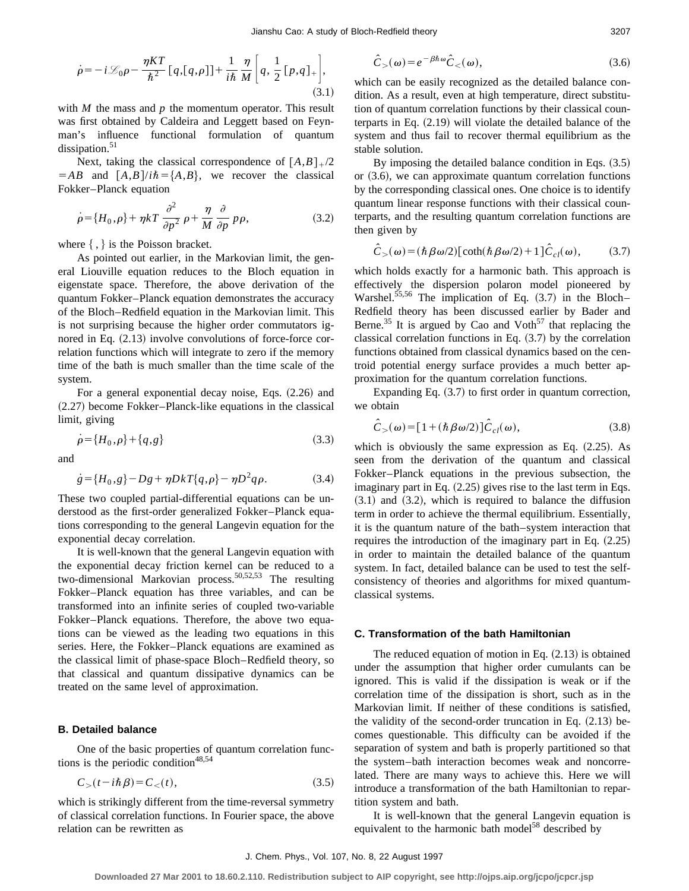$$\dot{\rho} = -i\mathscr{L}_0\rho - \frac{\eta KT}{\hbar^2}[q,[q,\rho]] + \frac{1}{i\hbar}\frac{\eta}{M}\left[q, \frac{1}{2}[p,q]_+\right], \tag{3.1}$$

with $M$ the mass and $p$ the momentum operator. This result was first obtained by Caldeira and Leggett based on Feynman's influence functional formulation of quantum dissipation.[51]

Next, taking the classical correspondence of $[A,B]_+/2 = AB$ and $[A,B]/i\hbar = \{A,B\}$, we recover the classical Fokker–Planck equation

$$\dot{\rho} = \{H_0,\rho\} + \eta kT \frac{\partial^2}{\partial p^2}\rho + \frac{\eta}{M}\frac{\partial}{\partial p}p\rho, \tag{3.2}$$

where $\{,\}$ is the Poisson bracket.

As pointed out earlier, in the Markovian limit, the general Liouville equation reduces to the Bloch equation in eigenstate space. Therefore, the above derivation of the quantum Fokker–Planck equation demonstrates the accuracy of the Bloch–Redfield equation in the Markovian limit. This is not surprising because the higher order commutators ignored in Eq. (2.13) involve convolutions of force-force correlation functions which will integrate to zero if the memory time of the bath is much smaller than the time scale of the system.

For a general exponential decay noise, Eqs. (2.26) and (2.27) become Fokker–Planck-like equations in the classical limit, giving

$$\dot{\rho} = \{H_0,\rho\} + \{q,g\} \tag{3.3}$$

and

$$\dot{g} = \{H_0,g\} - Dg + \eta DkT\{q,\rho\} - \eta D^2 q\rho. \tag{3.4}$$

These two coupled partial-differential equations can be understood as the first-order generalized Fokker–Planck equations corresponding to the general Langevin equation for the exponential decay correlation.

It is well-known that the general Langevin equation with the exponential decay friction kernel can be reduced to a two-dimensional Markovian process.[50,52,53] The resulting Fokker–Planck equation has three variables, and can be transformed into an infinite series of coupled two-variable Fokker–Planck equations. Therefore, the above two equations can be viewed as the leading two equations in this series. Here, the Fokker–Planck equations are examined as the classical limit of phase-space Bloch–Redfield theory, so that classical and quantum dissipative dynamics can be treated on the same level of approximation.

### B. Detailed balance

One of the basic properties of quantum correlation functions is the periodic condition[48,54]

$$C_>(t - i\hbar\beta) = C_<(t), \tag{3.5}$$

which is strikingly different from the time-reversal symmetry of classical correlation functions. In Fourier space, the above relation can be rewritten as

$$\hat{C}_>(\omega) = e^{-\beta\hbar\omega}\hat{C}_<(\omega), \tag{3.6}$$

which can be easily recognized as the detailed balance condition. As a result, even at high temperature, direct substitution of quantum correlation functions by their classical counterparts in Eq. (2.19) will violate the detailed balance of the system and thus fail to recover thermal equilibrium as the stable solution.

By imposing the detailed balance condition in Eqs. (3.5) or (3.6), we can approximate quantum correlation functions by the corresponding classical ones. One choice is to identify quantum linear response functions with their classical counterparts, and the resulting quantum correlation functions are then given by

$$\hat{C}_>(\omega) = (\hbar\beta\omega/2)[\coth(\hbar\beta\omega/2) + 1]\hat{C}_{cl}(\omega), \tag{3.7}$$

which holds exactly for a harmonic bath. This approach is effectively the dispersion polaron model pioneered by Warshel.[55,56] The implication of Eq. (3.7) in the Bloch–Redfield theory has been discussed earlier by Bader and Berne.[35] It is argued by Cao and Voth[57] that replacing the classical correlation functions in Eq. (3.7) by the correlation functions obtained from classical dynamics based on the centroid potential energy surface provides a much better approximation for the quantum correlation functions.

Expanding Eq. (3.7) to first order in quantum correction, we obtain

$$\hat{C}_>(\omega) = [1 + (\hbar\beta\omega/2)]\hat{C}_{cl}(\omega), \tag{3.8}$$

which is obviously the same expression as Eq. (2.25). As seen from the derivation of the quantum and classical Fokker–Planck equations in the previous subsection, the imaginary part in Eq. (2.25) gives rise to the last term in Eqs. (3.1) and (3.2), which is required to balance the diffusion term in order to achieve the thermal equilibrium. Essentially, it is the quantum nature of the bath–system interaction that requires the introduction of the imaginary part in Eq. (2.25) in order to maintain the detailed balance of the quantum system. In fact, detailed balance can be used to test the self-consistency of theories and algorithms for mixed quantum-classical systems.

### C. Transformation of the bath Hamiltonian

The reduced equation of motion in Eq. (2.13) is obtained under the assumption that higher order cumulants can be ignored. This is valid if the dissipation is weak or if the correlation time of the dissipation is short, such as in the Markovian limit. If neither of these conditions is satisfied, the validity of the second-order truncation in Eq. (2.13) becomes questionable. This difficulty can be avoided if the separation of system and bath is properly partitioned so that the system–bath interaction becomes weak and noncorrelated. There are many ways to achieve this. Here we will introduce a transformation of the bath Hamiltonian to repartition system and bath.

It is well-known that the general Langevin equation is equivalent to the harmonic bath model[58] described by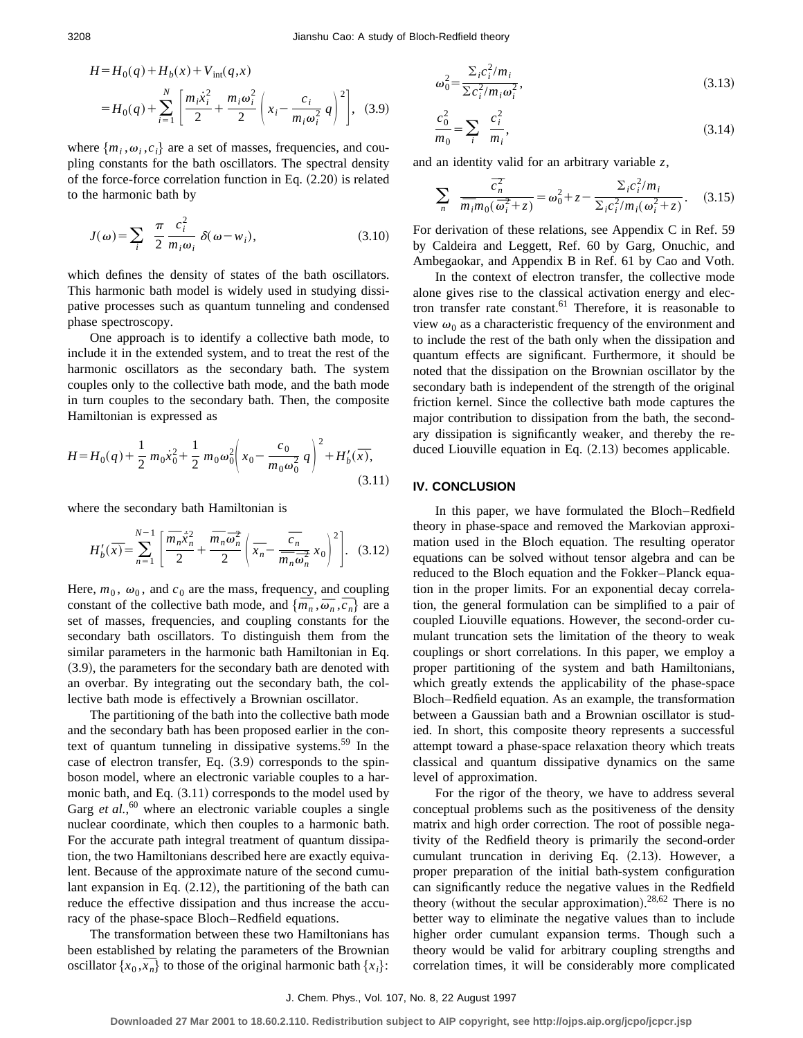$$H = H_0(q) + H_b(x) + V_{\rm int}(q,x)$$

$$= H_0(q) + \sum_{i=1}^{N} \left[ \frac{m_i \dot{x}_i^2}{2} + \frac{m_i \omega_i^2}{2} \left( x_i - \frac{c_i}{m_i \omega_i^2} q \right)^2 \right], \quad (3.9)$$

where $\{m_i, \omega_i, c_i\}$ are a set of masses, frequencies, and coupling constants for the bath oscillators. The spectral density of the force-force correlation function in Eq. (2.20) is related to the harmonic bath by

$$J(\omega) = \sum_i \frac{\pi}{2} \frac{c_i^2}{m_i \omega_i} \delta(\omega - w_i), \quad (3.10)$$

which defines the density of states of the bath oscillators. This harmonic bath model is widely used in studying dissipative processes such as quantum tunneling and condensed phase spectroscopy.

One approach is to identify a collective bath mode, to include it in the extended system, and to treat the rest of the harmonic oscillators as the secondary bath. The system couples only to the collective bath mode, and the bath mode in turn couples to the secondary bath. Then, the composite Hamiltonian is expressed as

$$H = H_0(q) + \frac{1}{2} m_0 \dot{x}_0^2 + \frac{1}{2} m_0 \omega_0^2 \left( x_0 - \frac{c_0}{m_0 \omega_0^2} q \right)^2 + H_b'(\overline{x}), \quad (3.11)$$

where the secondary bath Hamiltonian is

$$H_b'(\overline{x}) = \sum_{n=1}^{N-1} \left[ \frac{\overline{m_n} \dot{\overline{x}}_n^2}{2} + \frac{\overline{m_n} \overline{\omega}_n^2}{2} \left( \overline{x_n} - \frac{\overline{c_n}}{\overline{m_n} \overline{\omega}_n^2} x_0 \right)^2 \right]. \quad (3.12)$$

Here, $m_0$, $\omega_0$, and $c_0$ are the mass, frequency, and coupling constant of the collective bath mode, and $\{\overline{m_n}, \overline{\omega_n}, \overline{c_n}\}$ are a set of masses, frequencies, and coupling constants for the secondary bath oscillators. To distinguish them from the similar parameters in the harmonic bath Hamiltonian in Eq. (3.9), the parameters for the secondary bath are denoted with an overbar. By integrating out the secondary bath, the collective bath mode is effectively a Brownian oscillator.

The partitioning of the bath into the collective bath mode and the secondary bath has been proposed earlier in the context of quantum tunneling in dissipative systems.[59] In the case of electron transfer, Eq. (3.9) corresponds to the spin-boson model, where an electronic variable couples to a harmonic bath, and Eq. (3.11) corresponds to the model used by Garg *et al.*,[60] where an electronic variable couples a single nuclear coordinate, which then couples to a harmonic bath. For the accurate path integral treatment of quantum dissipation, the two Hamiltonians described here are exactly equivalent. Because of the approximate nature of the second cumulant expansion in Eq. (2.12), the partitioning of the bath can reduce the effective dissipation and thus increase the accuracy of the phase-space Bloch–Redfield equations.

The transformation between these two Hamiltonians has been established by relating the parameters of the Brownian oscillator $\{x_0, \overline{x_n}\}$ to those of the original harmonic bath $\{x_i\}$:

$$\omega_0^2 = \frac{\sum_i c_i^2/m_i}{\sum c_i^2/m_i \omega_i^2}, \quad (3.13)$$

$$\frac{c_0^2}{m_0} = \sum_i \frac{c_i^2}{m_i}, \quad (3.14)$$

and an identity valid for an arbitrary variable $z$,

$$\sum_n \frac{\overline{c_n^2}}{\overline{m_i} m_0 (\overline{\omega_i^2} + z)} = \omega_0^2 + z - \frac{\sum_i c_i^2/m_i}{\sum_i c_i^2/m_i(\omega_i^2 + z)}. \quad (3.15)$$

For derivation of these relations, see Appendix C in Ref. 59 by Caldeira and Leggett, Ref. 60 by Garg, Onuchic, and Ambegaokar, and Appendix B in Ref. 61 by Cao and Voth.

In the context of electron transfer, the collective mode alone gives rise to the classical activation energy and electron transfer rate constant.[61] Therefore, it is reasonable to view $\omega_0$ as a characteristic frequency of the environment and to include the rest of the bath only when the dissipation and quantum effects are significant. Furthermore, it should be noted that the dissipation on the Brownian oscillator by the secondary bath is independent of the strength of the original friction kernel. Since the collective bath mode captures the major contribution to dissipation from the bath, the secondary dissipation is significantly weaker, and thereby the reduced Liouville equation in Eq. (2.13) becomes applicable.

## IV. CONCLUSION

In this paper, we have formulated the Bloch–Redfield theory in phase-space and removed the Markovian approximation used in the Bloch equation. The resulting operator equations can be solved without tensor algebra and can be reduced to the Bloch equation and the Fokker–Planck equation in the proper limits. For an exponential decay correlation, the general formulation can be simplified to a pair of coupled Liouville equations. However, the second-order cumulant truncation sets the limitation of the theory to weak couplings or short correlations. In this paper, we employ a proper partitioning of the system and bath Hamiltonians, which greatly extends the applicability of the phase-space Bloch–Redfield equation. As an example, the transformation between a Gaussian bath and a Brownian oscillator is studied. In short, this composite theory represents a successful attempt toward a phase-space relaxation theory which treats classical and quantum dissipative dynamics on the same level of approximation.

For the rigor of the theory, we have to address several conceptual problems such as the positiveness of the density matrix and high order correction. The root of possible negativity of the Redfield theory is primarily the second-order cumulant truncation in deriving Eq. (2.13). However, a proper preparation of the initial bath-system configuration can significantly reduce the negative values in the Redfield theory (without the secular approximation).[28,62] There is no better way to eliminate the negative values than to include higher order cumulant expansion terms. Though such a theory would be valid for arbitrary coupling strengths and correlation times, it will be considerably more complicated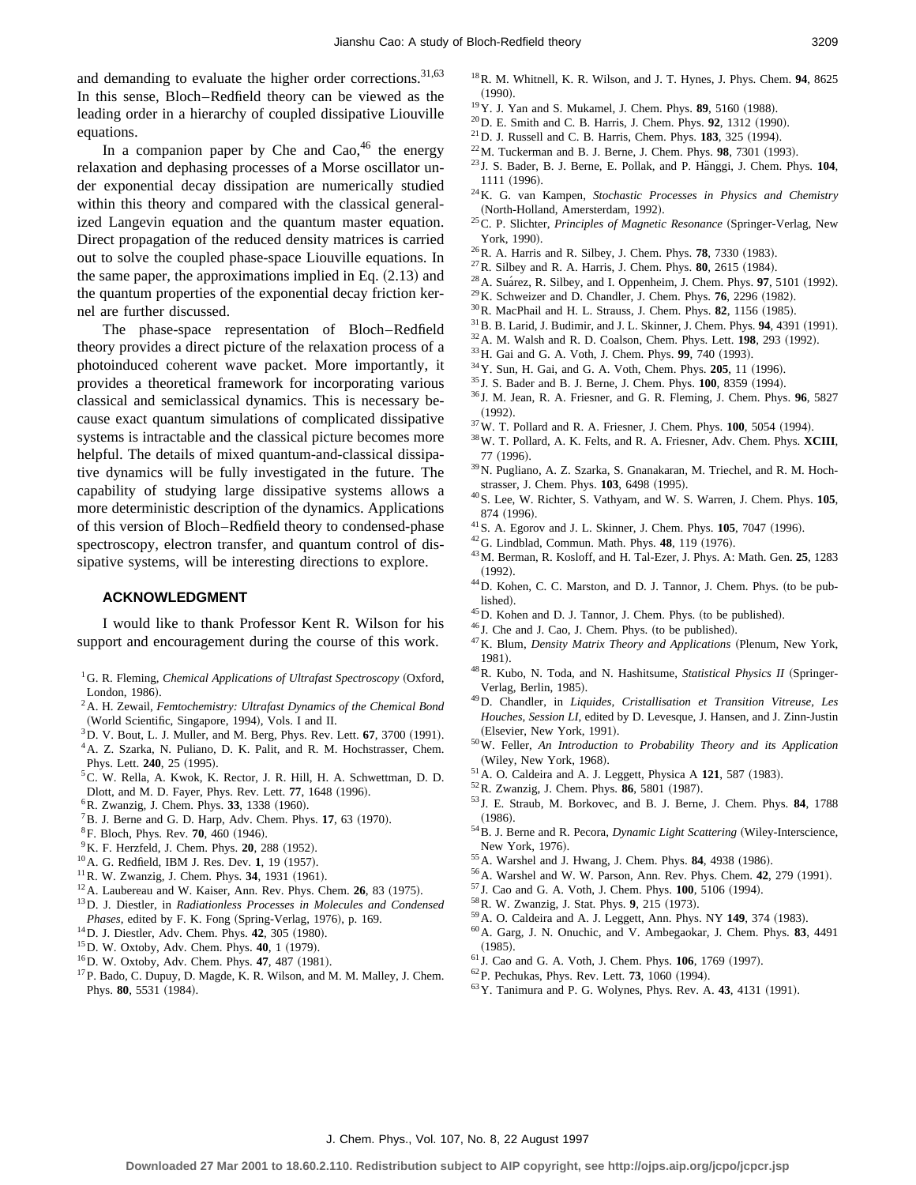and demanding to evaluate the higher order corrections.[31,63] In this sense, Bloch–Redfield theory can be viewed as the leading order in a hierarchy of coupled dissipative Liouville equations.

In a companion paper by Che and Cao,[46] the energy relaxation and dephasing processes of a Morse oscillator under exponential decay dissipation are numerically studied within this theory and compared with the classical generalized Langevin equation and the quantum master equation. Direct propagation of the reduced density matrices is carried out to solve the coupled phase-space Liouville equations. In the same paper, the approximations implied in Eq. (2.13) and the quantum properties of the exponential decay friction kernel are further discussed.

The phase-space representation of Bloch–Redfield theory provides a direct picture of the relaxation process of a photoinduced coherent wave packet. More importantly, it provides a theoretical framework for incorporating various classical and semiclassical dynamics. This is necessary because exact quantum simulations of complicated dissipative systems is intractable and the classical picture becomes more helpful. The details of mixed quantum-and-classical dissipative dynamics will be fully investigated in the future. The capability of studying large dissipative systems allows a more deterministic description of the dynamics. Applications of this version of Bloch–Redfield theory to condensed-phase spectroscopy, electron transfer, and quantum control of dissipative systems, will be interesting directions to explore.

## ACKNOWLEDGMENT

I would like to thank Professor Kent R. Wilson for his support and encouragement during the course of this work.

[1] G. R. Fleming, *Chemical Applications of Ultrafast Spectroscopy* (Oxford, London, 1986).
[2] A. H. Zewail, *Femtochemistry: Ultrafast Dynamics of the Chemical Bond* (World Scientific, Singapore, 1994), Vols. I and II.
[3] D. V. Bout, L. J. Muller, and M. Berg, Phys. Rev. Lett. **67**, 3700 (1991).
[4] A. Z. Szarka, N. Puliano, D. K. Palit, and R. M. Hochstrasser, Chem. Phys. Lett. **240**, 25 (1995).
[5] C. W. Rella, A. Kwok, K. Rector, J. R. Hill, H. A. Schwettman, D. D. Dlott, and M. D. Fayer, Phys. Rev. Lett. **77**, 1648 (1996).
[6] R. Zwanzig, J. Chem. Phys. **33**, 1338 (1960).
[7] B. J. Berne and G. D. Harp, Adv. Chem. Phys. **17**, 63 (1970).
[8] F. Bloch, Phys. Rev. **70**, 460 (1946).
[9] K. F. Herzfeld, J. Chem. Phys. **20**, 288 (1952).
[10] A. G. Redfield, IBM J. Res. Dev. **1**, 19 (1957).
[11] R. W. Zwanzig, J. Chem. Phys. **34**, 1931 (1961).
[12] A. Laubereau and W. Kaiser, Ann. Rev. Phys. Chem. **26**, 83 (1975).
[13] D. J. Diestler, in *Radiationless Processes in Molecules and Condensed Phases*, edited by F. K. Fong (Spring-Verlag, 1976), p. 169.
[14] D. J. Diestler, Adv. Chem. Phys. **42**, 305 (1980).
[15] D. W. Oxtoby, Adv. Chem. Phys. **40**, 1 (1979).
[16] D. W. Oxtoby, Adv. Chem. Phys. **47**, 487 (1981).
[17] P. Bado, C. Dupuy, D. Magde, K. R. Wilson, and M. M. Malley, J. Chem. Phys. **80**, 5531 (1984).
[18] R. M. Whitnell, K. R. Wilson, and J. T. Hynes, J. Phys. Chem. **94**, 8625 (1990).
[19] Y. J. Yan and S. Mukamel, J. Chem. Phys. **89**, 5160 (1988).
[20] D. E. Smith and C. B. Harris, J. Chem. Phys. **92**, 1312 (1990).
[21] D. J. Russell and C. B. Harris, Chem. Phys. **183**, 325 (1994).
[22] M. Tuckerman and B. J. Berne, J. Chem. Phys. **98**, 7301 (1993).
[23] J. S. Bader, B. J. Berne, E. Pollak, and P. Hänggi, J. Chem. Phys. **104**, 1111 (1996).
[24] K. G. van Kampen, *Stochastic Processes in Physics and Chemistry* (North-Holland, Amersterdam, 1992).
[25] C. P. Slichter, *Principles of Magnetic Resonance* (Springer-Verlag, New York, 1990).
[26] R. A. Harris and R. Silbey, J. Chem. Phys. **78**, 7330 (1983).
[27] R. Silbey and R. A. Harris, J. Chem. Phys. **80**, 2615 (1984).
[28] A. Suárez, R. Silbey, and I. Oppenheim, J. Chem. Phys. **97**, 5101 (1992).
[29] K. Schweizer and D. Chandler, J. Chem. Phys. **76**, 2296 (1982).
[30] R. MacPhail and H. L. Strauss, J. Chem. Phys. **82**, 1156 (1985).
[31] B. B. Larid, J. Budimir, and J. L. Skinner, J. Chem. Phys. **94**, 4391 (1991).
[32] A. M. Walsh and R. D. Coalson, Chem. Phys. Lett. **198**, 293 (1992).
[33] H. Gai and G. A. Voth, J. Chem. Phys. **99**, 740 (1993).
[34] Y. Sun, H. Gai, and G. A. Voth, Chem. Phys. **205**, 11 (1996).
[35] J. S. Bader and B. J. Berne, J. Chem. Phys. **100**, 8359 (1994).
[36] J. M. Jean, R. A. Friesner, and G. R. Fleming, J. Chem. Phys. **96**, 5827 (1992).
[37] W. T. Pollard and R. A. Friesner, J. Chem. Phys. **100**, 5054 (1994).
[38] W. T. Pollard, A. K. Felts, and R. A. Friesner, Adv. Chem. Phys. **XCIII**, 77 (1996).
[39] N. Pugliano, A. Z. Szarka, S. Gnanakaran, M. Triechel, and R. M. Hochstrasser, J. Chem. Phys. **103**, 6498 (1995).
[40] S. Lee, W. Richter, S. Vathyam, and W. S. Warren, J. Chem. Phys. **105**, 874 (1996).
[41] S. A. Egorov and J. L. Skinner, J. Chem. Phys. **105**, 7047 (1996).
[42] G. Lindblad, Commun. Math. Phys. **48**, 119 (1976).
[43] M. Berman, R. Kosloff, and H. Tal-Ezer, J. Phys. A: Math. Gen. **25**, 1283 (1992).
[44] D. Kohen, C. C. Marston, and D. J. Tannor, J. Chem. Phys. (to be published).
[45] D. Kohen and D. J. Tannor, J. Chem. Phys. (to be published).
[46] J. Che and J. Cao, J. Chem. Phys. (to be published).
[47] K. Blum, *Density Matrix Theory and Applications* (Plenum, New York, 1981).
[48] R. Kubo, N. Toda, and N. Hashitsume, *Statistical Physics II* (Springer-Verlag, Berlin, 1985).
[49] D. Chandler, in *Liquides, Cristallisation et Transition Vitreuse, Les Houches, Session LI*, edited by D. Levesque, J. Hansen, and J. Zinn-Justin (Elsevier, New York, 1991).
[50] W. Feller, *An Introduction to Probability Theory and its Application* (Wiley, New York, 1968).
[51] A. O. Caldeira and A. J. Leggett, Physica A **121**, 587 (1983).
[52] R. Zwanzig, J. Chem. Phys. **86**, 5801 (1987).
[53] J. E. Straub, M. Borkovec, and B. J. Berne, J. Chem. Phys. **84**, 1788 (1986).
[54] B. J. Berne and R. Pecora, *Dynamic Light Scattering* (Wiley-Interscience, New York, 1976).
[55] A. Warshel and J. Hwang, J. Chem. Phys. **84**, 4938 (1986).
[56] A. Warshel and W. W. Parson, Ann. Rev. Phys. Chem. **42**, 279 (1991).
[57] J. Cao and G. A. Voth, J. Chem. Phys. **100**, 5106 (1994).
[58] R. W. Zwanzig, J. Stat. Phys. **9**, 215 (1973).
[59] A. O. Caldeira and A. J. Leggett, Ann. Phys. NY **149**, 374 (1983).
[60] A. Garg, J. N. Onuchic, and V. Ambegaokar, J. Chem. Phys. **83**, 4491 (1985).
[61] J. Cao and G. A. Voth, J. Chem. Phys. **106**, 1769 (1997).
[62] P. Pechukas, Phys. Rev. Lett. **73**, 1060 (1994).
[63] Y. Tanimura and P. G. Wolynes, Phys. Rev. A. **43**, 4131 (1991).